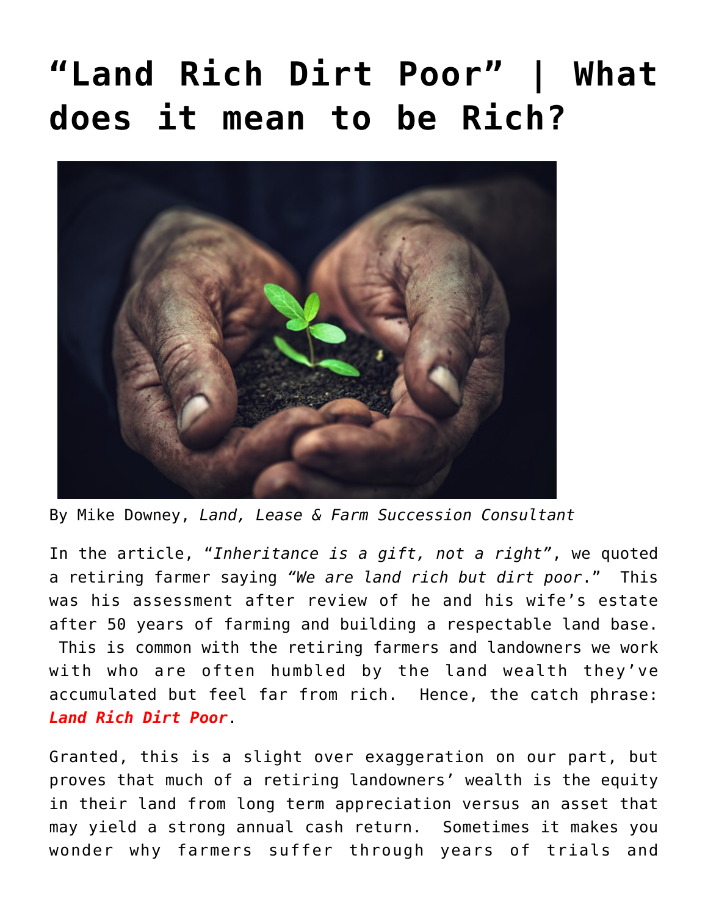# "Land Rich Dirt Poor" | What does it mean to be Rich?

By Mike Downey, *Land, Lease & Farm Succession Consultant*

In the article, "*Inheritance is a gift, not a right*", we quoted a retiring farmer saying *"We are land rich but dirt poor*." This was his assessment after review of he and his wife's estate after 50 years of farming and building a respectable land base. This is common with the retiring farmers and landowners we work with who are often humbled by the land wealth they've accumulated but feel far from rich. Hence, the catch phrase: ***Land Rich Dirt Poor***.

Granted, this is a slight over exaggeration on our part, but proves that much of a retiring landowners' wealth is the equity in their land from long term appreciation versus an asset that may yield a strong annual cash return. Sometimes it makes you wonder why farmers suffer through years of trials and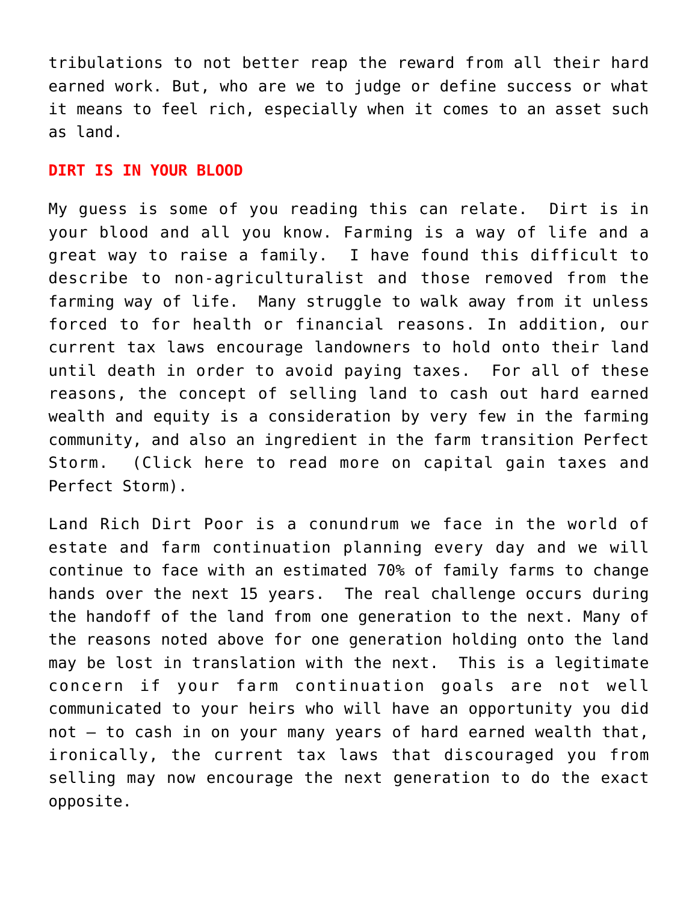tribulations to not better reap the reward from all their hard earned work. But, who are we to judge or define success or what it means to feel rich, especially when it comes to an asset such as land.

## DIRT IS IN YOUR BLOOD

My guess is some of you reading this can relate.  Dirt is in your blood and all you know. Farming is a way of life and a great way to raise a family.  I have found this difficult to describe to non-agriculturalist and those removed from the farming way of life.  Many struggle to walk away from it unless forced to for health or financial reasons. In addition, our current tax laws encourage landowners to hold onto their land until death in order to avoid paying taxes.  For all of these reasons, the concept of selling land to cash out hard earned wealth and equity is a consideration by very few in the farming community, and also an ingredient in the farm transition Perfect Storm.  (Click here to read more on capital gain taxes and Perfect Storm).

Land Rich Dirt Poor is a conundrum we face in the world of estate and farm continuation planning every day and we will continue to face with an estimated 70% of family farms to change hands over the next 15 years.  The real challenge occurs during the handoff of the land from one generation to the next. Many of the reasons noted above for one generation holding onto the land may be lost in translation with the next.  This is a legitimate concern if your farm continuation goals are not well communicated to your heirs who will have an opportunity you did not – to cash in on your many years of hard earned wealth that, ironically, the current tax laws that discouraged you from selling may now encourage the next generation to do the exact opposite.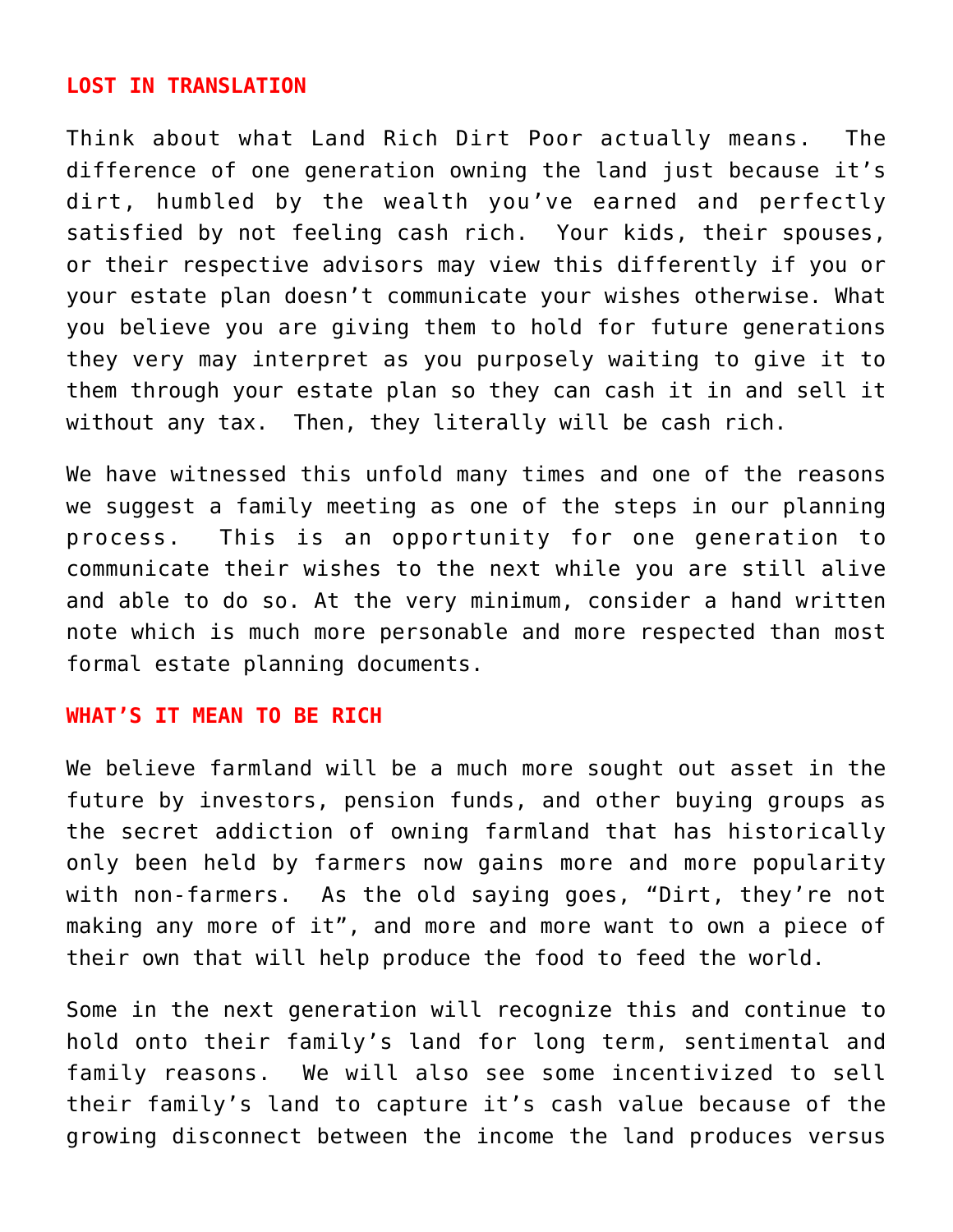## LOST IN TRANSLATION

Think about what Land Rich Dirt Poor actually means. The difference of one generation owning the land just because it's dirt, humbled by the wealth you've earned and perfectly satisfied by not feeling cash rich. Your kids, their spouses, or their respective advisors may view this differently if you or your estate plan doesn't communicate your wishes otherwise. What you believe you are giving them to hold for future generations they very may interpret as you purposely waiting to give it to them through your estate plan so they can cash it in and sell it without any tax. Then, they literally will be cash rich.

We have witnessed this unfold many times and one of the reasons we suggest a family meeting as one of the steps in our planning process. This is an opportunity for one generation to communicate their wishes to the next while you are still alive and able to do so. At the very minimum, consider a hand written note which is much more personable and more respected than most formal estate planning documents.

## WHAT'S IT MEAN TO BE RICH

We believe farmland will be a much more sought out asset in the future by investors, pension funds, and other buying groups as the secret addiction of owning farmland that has historically only been held by farmers now gains more and more popularity with non-farmers. As the old saying goes, "Dirt, they're not making any more of it", and more and more want to own a piece of their own that will help produce the food to feed the world.

Some in the next generation will recognize this and continue to hold onto their family's land for long term, sentimental and family reasons. We will also see some incentivized to sell their family's land to capture it's cash value because of the growing disconnect between the income the land produces versus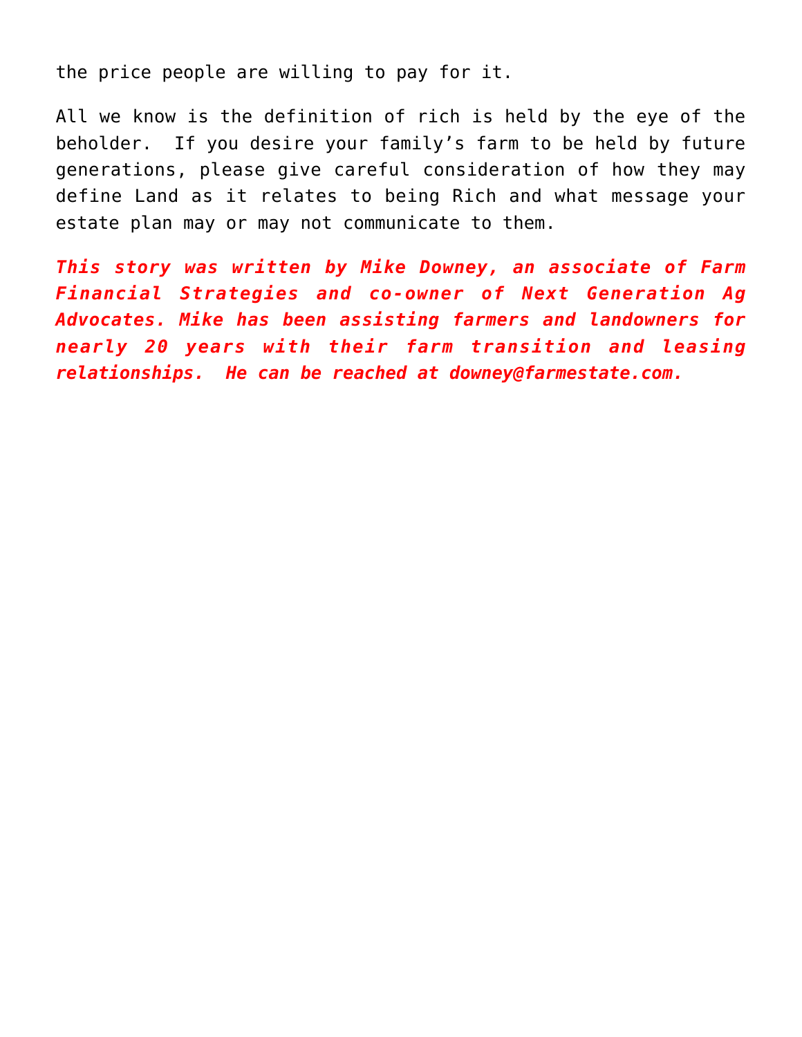the price people are willing to pay for it.

All we know is the definition of rich is held by the eye of the beholder. If you desire your family's farm to be held by future generations, please give careful consideration of how they may define Land as it relates to being Rich and what message your estate plan may or may not communicate to them.

***This story was written by Mike Downey, an associate of Farm Financial Strategies and co-owner of Next Generation Ag Advocates. Mike has been assisting farmers and landowners for nearly 20 years with their farm transition and leasing relationships. He can be reached at downey@farmestate.com.***